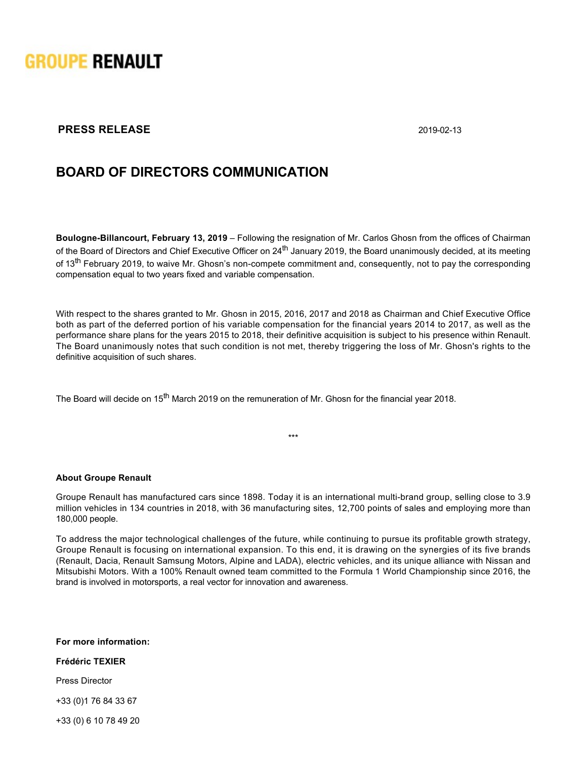GROUPE RENAULT

**PRESS RELEASE**

2019-02-13

# BOARD OF DIRECTORS COMMUNICATION

**Boulogne-Billancourt, February 13, 2019** – Following the resignation of Mr. Carlos Ghosn from the offices of Chairman of the Board of Directors and Chief Executive Officer on 24th January 2019, the Board unanimously decided, at its meeting of 13th February 2019, to waive Mr. Ghosn's non-compete commitment and, consequently, not to pay the corresponding compensation equal to two years fixed and variable compensation.

With respect to the shares granted to Mr. Ghosn in 2015, 2016, 2017 and 2018 as Chairman and Chief Executive Office both as part of the deferred portion of his variable compensation for the financial years 2014 to 2017, as well as the performance share plans for the years 2015 to 2018, their definitive acquisition is subject to his presence within Renault. The Board unanimously notes that such condition is not met, thereby triggering the loss of Mr. Ghosn's rights to the definitive acquisition of such shares.

The Board will decide on 15th March 2019 on the remuneration of Mr. Ghosn for the financial year 2018.

***

**About Groupe Renault**

Groupe Renault has manufactured cars since 1898. Today it is an international multi-brand group, selling close to 3.9 million vehicles in 134 countries in 2018, with 36 manufacturing sites, 12,700 points of sales and employing more than 180,000 people.

To address the major technological challenges of the future, while continuing to pursue its profitable growth strategy, Groupe Renault is focusing on international expansion. To this end, it is drawing on the synergies of its five brands (Renault, Dacia, Renault Samsung Motors, Alpine and LADA), electric vehicles, and its unique alliance with Nissan and Mitsubishi Motors. With a 100% Renault owned team committed to the Formula 1 World Championship since 2016, the brand is involved in motorsports, a real vector for innovation and awareness.

**For more information:**

**Frédéric TEXIER**

Press Director

+33 (0)1 76 84 33 67

+33 (0) 6 10 78 49 20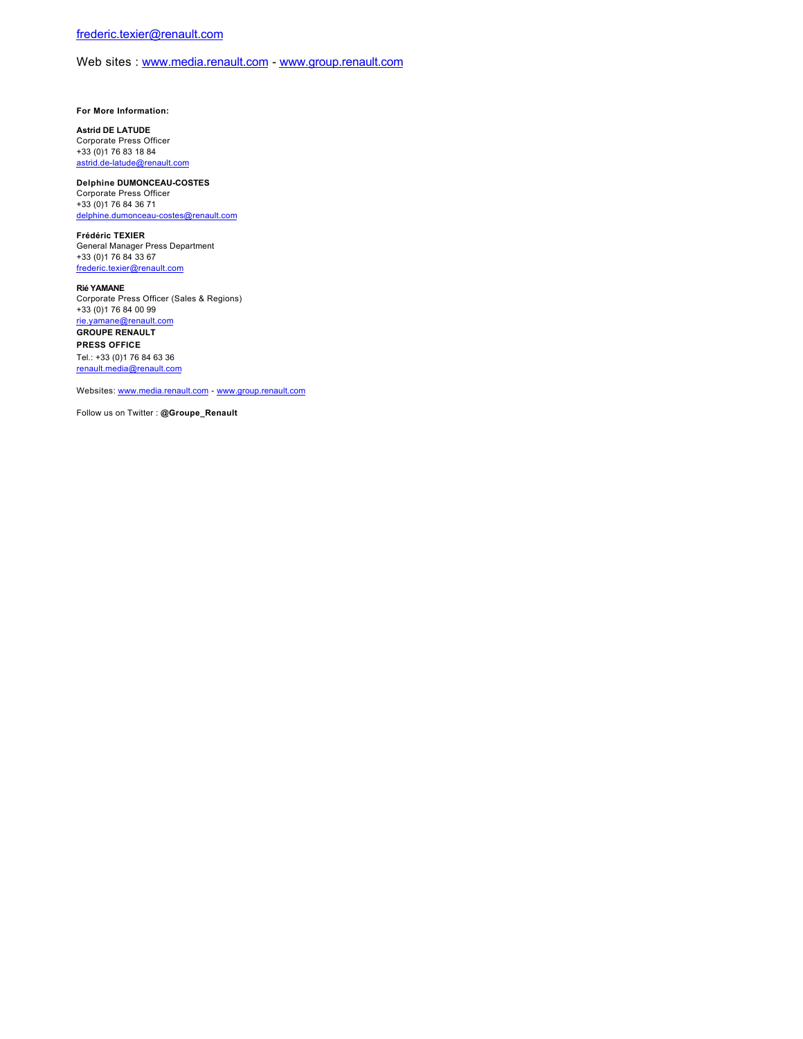frederic.texier@renault.com

Web sites : www.media.renault.com - www.group.renault.com

**For More Information:**

**Astrid DE LATUDE**
Corporate Press Officer
+33 (0)1 76 83 18 84
astrid.de-latude@renault.com

**Delphine DUMONCEAU-COSTES**
Corporate Press Officer
+33 (0)1 76 84 36 71
delphine.dumonceau-costes@renault.com

**Frédéric TEXIER**
General Manager Press Department
+33 (0)1 76 84 33 67
frederic.texier@renault.com

**Rié YAMANE**
Corporate Press Officer (Sales & Regions)
+33 (0)1 76 84 00 99
rie.yamane@renault.com

**GROUPE RENAULT**
**PRESS OFFICE**
Tel.: +33 (0)1 76 84 63 36
renault.media@renault.com

Websites: www.media.renault.com - www.group.renault.com

Follow us on Twitter : **@Groupe_Renault**